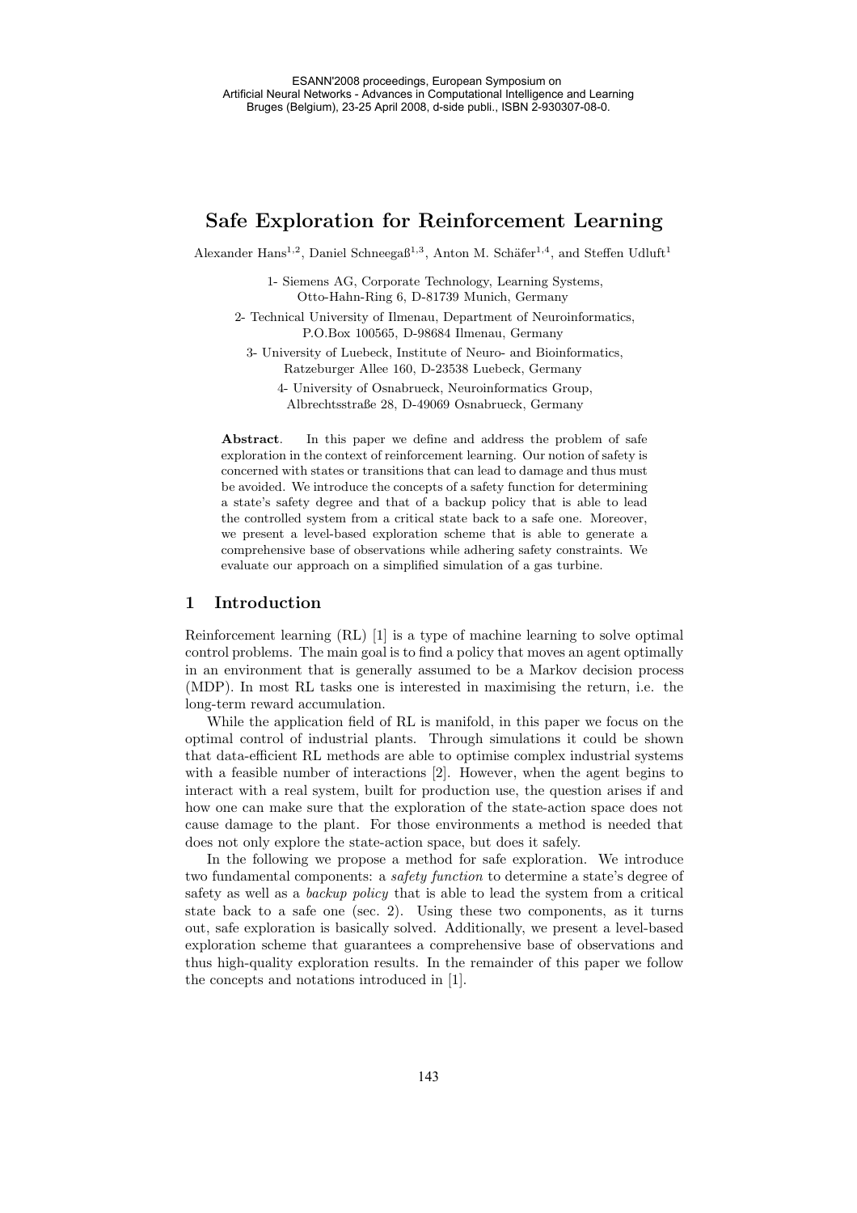# Safe Exploration for Reinforcement Learning

Alexander Hans[1,2], Daniel Schneegaß[1,3], Anton M. Schäfer[1,4], and Steffen Udluft[1]

1- Siemens AG, Corporate Technology, Learning Systems,
Otto-Hahn-Ring 6, D-81739 Munich, Germany

2- Technical University of Ilmenau, Department of Neuroinformatics,
P.O.Box 100565, D-98684 Ilmenau, Germany

3- University of Luebeck, Institute of Neuro- and Bioinformatics,
Ratzeburger Allee 160, D-23538 Luebeck, Germany

4- University of Osnabrueck, Neuroinformatics Group,
Albrechtsstraße 28, D-49069 Osnabrueck, Germany

**Abstract**. In this paper we define and address the problem of safe exploration in the context of reinforcement learning. Our notion of safety is concerned with states or transitions that can lead to damage and thus must be avoided. We introduce the concepts of a safety function for determining a state's safety degree and that of a backup policy that is able to lead the controlled system from a critical state back to a safe one. Moreover, we present a level-based exploration scheme that is able to generate a comprehensive base of observations while adhering safety constraints. We evaluate our approach on a simplified simulation of a gas turbine.

## 1 Introduction

Reinforcement learning (RL) [1] is a type of machine learning to solve optimal control problems. The main goal is to find a policy that moves an agent optimally in an environment that is generally assumed to be a Markov decision process (MDP). In most RL tasks one is interested in maximising the return, i.e. the long-term reward accumulation.

While the application field of RL is manifold, in this paper we focus on the optimal control of industrial plants. Through simulations it could be shown that data-efficient RL methods are able to optimise complex industrial systems with a feasible number of interactions [2]. However, when the agent begins to interact with a real system, built for production use, the question arises if and how one can make sure that the exploration of the state-action space does not cause damage to the plant. For those environments a method is needed that does not only explore the state-action space, but does it safely.

In the following we propose a method for safe exploration. We introduce two fundamental components: a *safety function* to determine a state's degree of safety as well as a *backup policy* that is able to lead the system from a critical state back to a safe one (sec. 2). Using these two components, as it turns out, safe exploration is basically solved. Additionally, we present a level-based exploration scheme that guarantees a comprehensive base of observations and thus high-quality exploration results. In the remainder of this paper we follow the concepts and notations introduced in [1].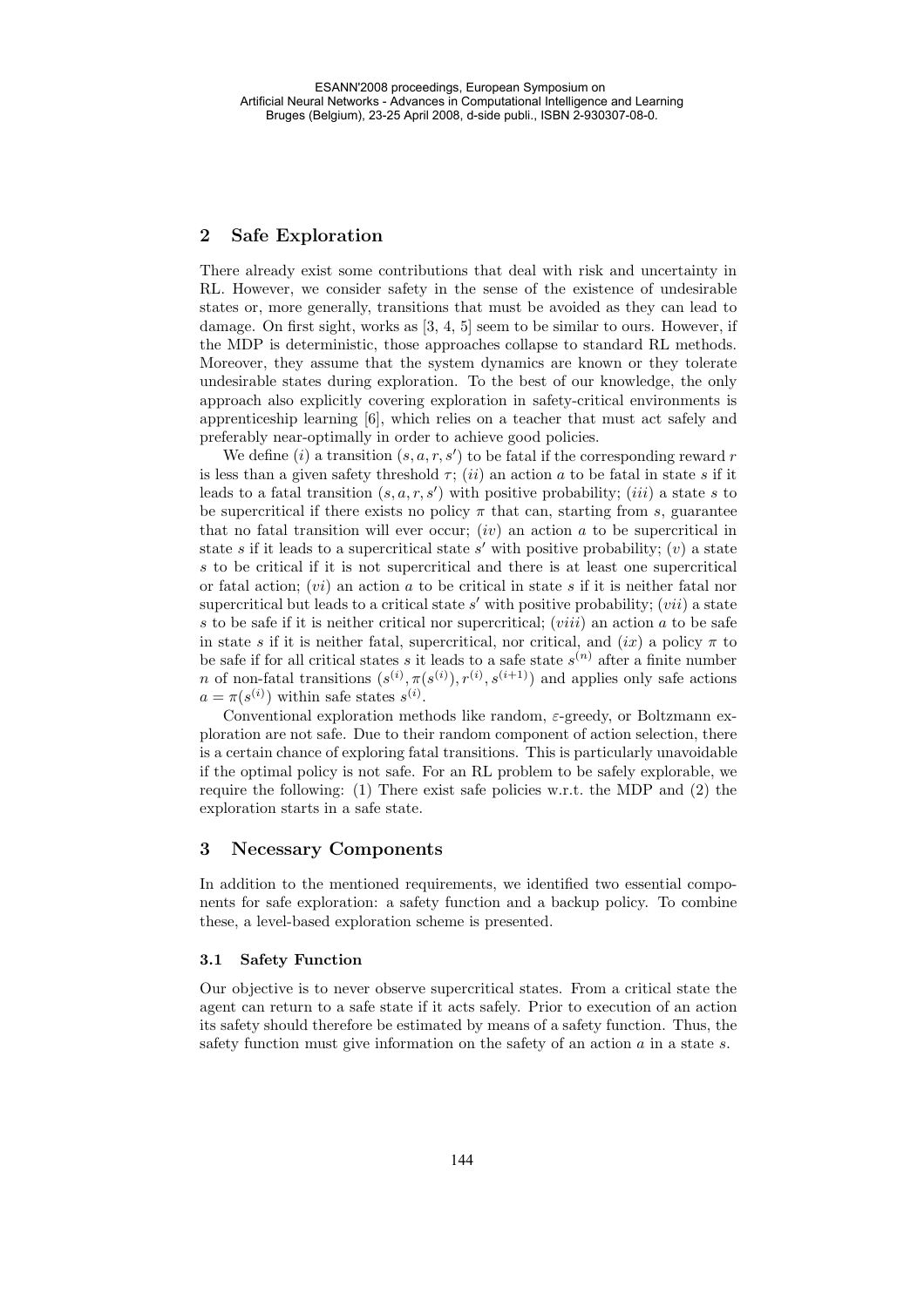## 2 Safe Exploration

There already exist some contributions that deal with risk and uncertainty in RL. However, we consider safety in the sense of the existence of undesirable states or, more generally, transitions that must be avoided as they can lead to damage. On first sight, works as [3, 4, 5] seem to be similar to ours. However, if the MDP is deterministic, those approaches collapse to standard RL methods. Moreover, they assume that the system dynamics are known or they tolerate undesirable states during exploration. To the best of our knowledge, the only approach also explicitly covering exploration in safety-critical environments is apprenticeship learning [6], which relies on a teacher that must act safely and preferably near-optimally in order to achieve good policies.

We define $(i)$ a transition $(s, a, r, s')$ to be fatal if the corresponding reward $r$ is less than a given safety threshold $\tau$; $(ii)$ an action $a$ to be fatal in state $s$ if it leads to a fatal transition $(s, a, r, s')$ with positive probability; $(iii)$ a state $s$ to be supercritical if there exists no policy $\pi$ that can, starting from $s$, guarantee that no fatal transition will ever occur; $(iv)$ an action $a$ to be supercritical in state $s$ if it leads to a supercritical state $s'$ with positive probability; $(v)$ a state $s$ to be critical if it is not supercritical and there is at least one supercritical or fatal action; $(vi)$ an action $a$ to be critical in state $s$ if it is neither fatal nor supercritical but leads to a critical state $s'$ with positive probability; $(vii)$ a state $s$ to be safe if it is neither critical nor supercritical; $(viii)$ an action $a$ to be safe in state $s$ if it is neither fatal, supercritical, nor critical, and $(ix)$ a policy $\pi$ to be safe if for all critical states $s$ it leads to a safe state $s^{(n)}$ after a finite number $n$ of non-fatal transitions $(s^{(i)}, \pi(s^{(i)}), r^{(i)}, s^{(i+1)})$ and applies only safe actions $a = \pi(s^{(i)})$ within safe states $s^{(i)}$.

Conventional exploration methods like random, $\varepsilon$-greedy, or Boltzmann exploration are not safe. Due to their random component of action selection, there is a certain chance of exploring fatal transitions. This is particularly unavoidable if the optimal policy is not safe. For an RL problem to be safely explorable, we require the following: (1) There exist safe policies w.r.t. the MDP and (2) the exploration starts in a safe state.

## 3 Necessary Components

In addition to the mentioned requirements, we identified two essential components for safe exploration: a safety function and a backup policy. To combine these, a level-based exploration scheme is presented.

### 3.1 Safety Function

Our objective is to never observe supercritical states. From a critical state the agent can return to a safe state if it acts safely. Prior to execution of an action its safety should therefore be estimated by means of a safety function. Thus, the safety function must give information on the safety of an action $a$ in a state $s$.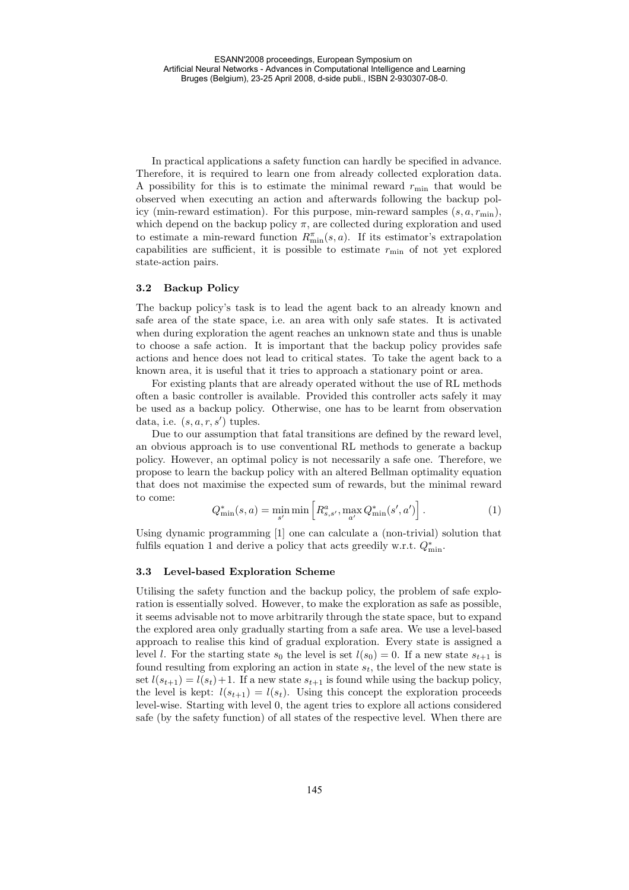In practical applications a safety function can hardly be specified in advance. Therefore, it is required to learn one from already collected exploration data. A possibility for this is to estimate the minimal reward $r_{\min}$ that would be observed when executing an action and afterwards following the backup policy (min-reward estimation). For this purpose, min-reward samples $(s, a, r_{\min})$, which depend on the backup policy $\pi$, are collected during exploration and used to estimate a min-reward function $R^{\pi}_{\min}(s, a)$. If its estimator's extrapolation capabilities are sufficient, it is possible to estimate $r_{\min}$ of not yet explored state-action pairs.

### 3.2 Backup Policy

The backup policy's task is to lead the agent back to an already known and safe area of the state space, i.e. an area with only safe states. It is activated when during exploration the agent reaches an unknown state and thus is unable to choose a safe action. It is important that the backup policy provides safe actions and hence does not lead to critical states. To take the agent back to a known area, it is useful that it tries to approach a stationary point or area.

For existing plants that are already operated without the use of RL methods often a basic controller is available. Provided this controller acts safely it may be used as a backup policy. Otherwise, one has to be learnt from observation data, i.e. $(s, a, r, s')$ tuples.

Due to our assumption that fatal transitions are defined by the reward level, an obvious approach is to use conventional RL methods to generate a backup policy. However, an optimal policy is not necessarily a safe one. Therefore, we propose to learn the backup policy with an altered Bellman optimality equation that does not maximise the expected sum of rewards, but the minimal reward to come:

$$Q^{*}_{\min}(s, a) = \min_{s'} \min \left[ R^{a}_{s,s'}, \max_{a'} Q^{*}_{\min}(s', a') \right]. \tag{1}$$

Using dynamic programming [1] one can calculate a (non-trivial) solution that fulfils equation 1 and derive a policy that acts greedily w.r.t. $Q^{*}_{\min}$.

### 3.3 Level-based Exploration Scheme

Utilising the safety function and the backup policy, the problem of safe exploration is essentially solved. However, to make the exploration as safe as possible, it seems advisable not to move arbitrarily through the state space, but to expand the explored area only gradually starting from a safe area. We use a level-based approach to realise this kind of gradual exploration. Every state is assigned a level $l$. For the starting state $s_0$ the level is set $l(s_0) = 0$. If a new state $s_{t+1}$ is found resulting from exploring an action in state $s_t$, the level of the new state is set $l(s_{t+1}) = l(s_t)+1$. If a new state $s_{t+1}$ is found while using the backup policy, the level is kept: $l(s_{t+1}) = l(s_t)$. Using this concept the exploration proceeds level-wise. Starting with level 0, the agent tries to explore all actions considered safe (by the safety function) of all states of the respective level. When there are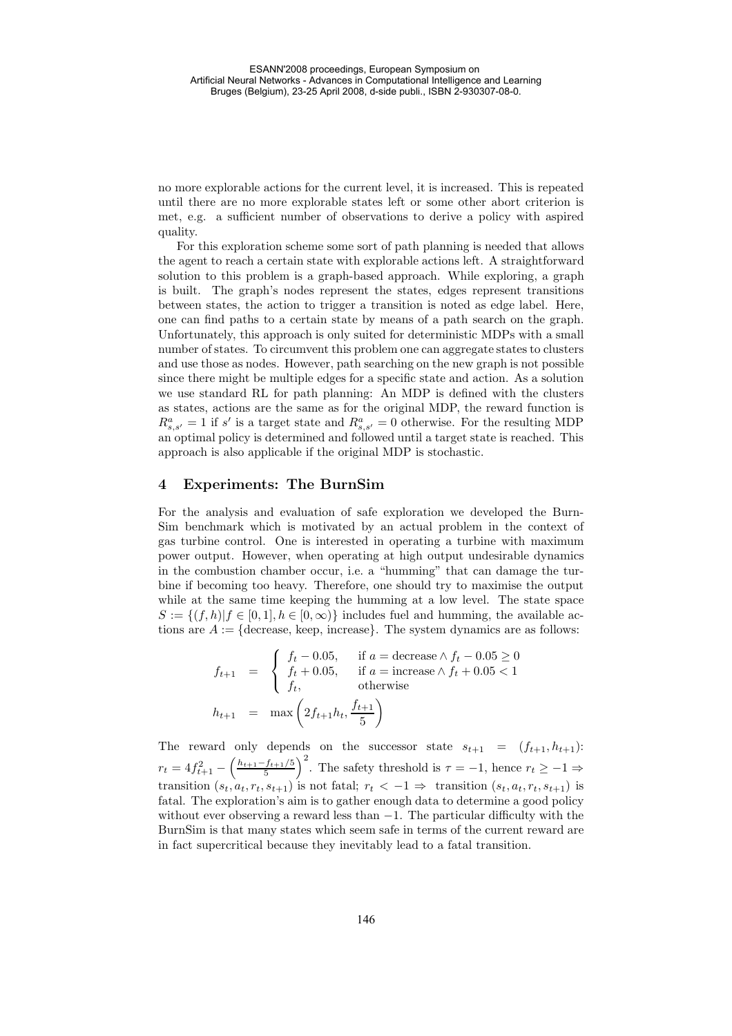no more explorable actions for the current level, it is increased. This is repeated until there are no more explorable states left or some other abort criterion is met, e.g. a sufficient number of observations to derive a policy with aspired quality.

For this exploration scheme some sort of path planning is needed that allows the agent to reach a certain state with explorable actions left. A straightforward solution to this problem is a graph-based approach. While exploring, a graph is built. The graph's nodes represent the states, edges represent transitions between states, the action to trigger a transition is noted as edge label. Here, one can find paths to a certain state by means of a path search on the graph. Unfortunately, this approach is only suited for deterministic MDPs with a small number of states. To circumvent this problem one can aggregate states to clusters and use those as nodes. However, path searching on the new graph is not possible since there might be multiple edges for a specific state and action. As a solution we use standard RL for path planning: An MDP is defined with the clusters as states, actions are the same as for the original MDP, the reward function is $R^a_{s,s'} = 1$ if $s'$ is a target state and $R^a_{s,s'} = 0$ otherwise. For the resulting MDP an optimal policy is determined and followed until a target state is reached. This approach is also applicable if the original MDP is stochastic.

## 4 Experiments: The BurnSim

For the analysis and evaluation of safe exploration we developed the BurnSim benchmark which is motivated by an actual problem in the context of gas turbine control. One is interested in operating a turbine with maximum power output. However, when operating at high output undesirable dynamics in the combustion chamber occur, i.e. a "humming" that can damage the turbine if becoming too heavy. Therefore, one should try to maximise the output while at the same time keeping the humming at a low level. The state space $S := \{(f,h) | f \in [0,1], h \in [0,\infty)\}$ includes fuel and humming, the available actions are $A := \{\text{decrease}, \text{keep}, \text{increase}\}$. The system dynamics are as follows:

$$
\begin{aligned}
f_{t+1} &= \begin{cases} f_t - 0.05, & \text{if } a = \text{decrease} \wedge f_t - 0.05 \geq 0 \\ f_t + 0.05, & \text{if } a = \text{increase} \wedge f_t + 0.05 < 1 \\ f_t, & \text{otherwise} \end{cases} \\
h_{t+1} &= \max\left(2 f_{t+1} h_t, \frac{f_{t+1}}{5}\right)
\end{aligned}
$$

The reward only depends on the successor state $s_{t+1} = (f_{t+1}, h_{t+1})$: $r_t = 4f_{t+1}^2 - \left(\frac{h_{t+1} - f_{t+1}/5}{5}\right)^2$. The safety threshold is $\tau = -1$, hence $r_t \geq -1 \Rightarrow$ transition $(s_t, a_t, r_t, s_{t+1})$ is not fatal; $r_t < -1 \Rightarrow$ transition $(s_t, a_t, r_t, s_{t+1})$ is fatal. The exploration's aim is to gather enough data to determine a good policy without ever observing a reward less than $-1$. The particular difficulty with the BurnSim is that many states which seem safe in terms of the current reward are in fact supercritical because they inevitably lead to a fatal transition.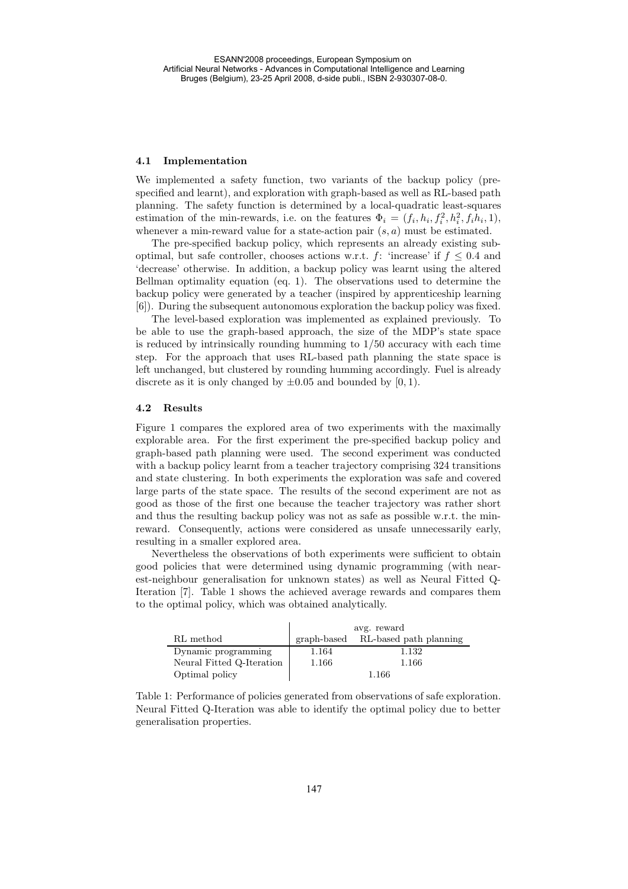### 4.1 Implementation

We implemented a safety function, two variants of the backup policy (pre-specified and learnt), and exploration with graph-based as well as RL-based path planning. The safety function is determined by a local-quadratic least-squares estimation of the min-rewards, i.e. on the features $\Phi_i = (f_i, h_i, f_i^2, h_i^2, f_i h_i, 1)$, whenever a min-reward value for a state-action pair $(s, a)$ must be estimated.

The pre-specified backup policy, which represents an already existing sub-optimal, but safe controller, chooses actions w.r.t. $f$: 'increase' if $f \leq 0.4$ and 'decrease' otherwise. In addition, a backup policy was learnt using the altered Bellman optimality equation (eq. 1). The observations used to determine the backup policy were generated by a teacher (inspired by apprenticeship learning [6]). During the subsequent autonomous exploration the backup policy was fixed.

The level-based exploration was implemented as explained previously. To be able to use the graph-based approach, the size of the MDP's state space is reduced by intrinsically rounding humming to $1/50$ accuracy with each time step. For the approach that uses RL-based path planning the state space is left unchanged, but clustered by rounding humming accordingly. Fuel is already discrete as it is only changed by $\pm 0.05$ and bounded by $[0, 1)$.

### 4.2 Results

Figure 1 compares the explored area of two experiments with the maximally explorable area. For the first experiment the pre-specified backup policy and graph-based path planning were used. The second experiment was conducted with a backup policy learnt from a teacher trajectory comprising 324 transitions and state clustering. In both experiments the exploration was safe and covered large parts of the state space. The results of the second experiment are not as good as those of the first one because the teacher trajectory was rather short and thus the resulting backup policy was not as safe as possible w.r.t. the min-reward. Consequently, actions were considered as unsafe unnecessarily early, resulting in a smaller explored area.

Nevertheless the observations of both experiments were sufficient to obtain good policies that were determined using dynamic programming (with nearest-neighbour generalisation for unknown states) as well as Neural Fitted Q-Iteration [7]. Table 1 shows the achieved average rewards and compares them to the optimal policy, which was obtained analytically.

| | avg. reward | |
|---|---|---|
| RL method | graph-based | RL-based path planning |
| Dynamic programming | 1.164 | 1.132 |
| Neural Fitted Q-Iteration | 1.166 | 1.166 |
| Optimal policy | 1.166 | |

Table 1: Performance of policies generated from observations of safe exploration. Neural Fitted Q-Iteration was able to identify the optimal policy due to better generalisation properties.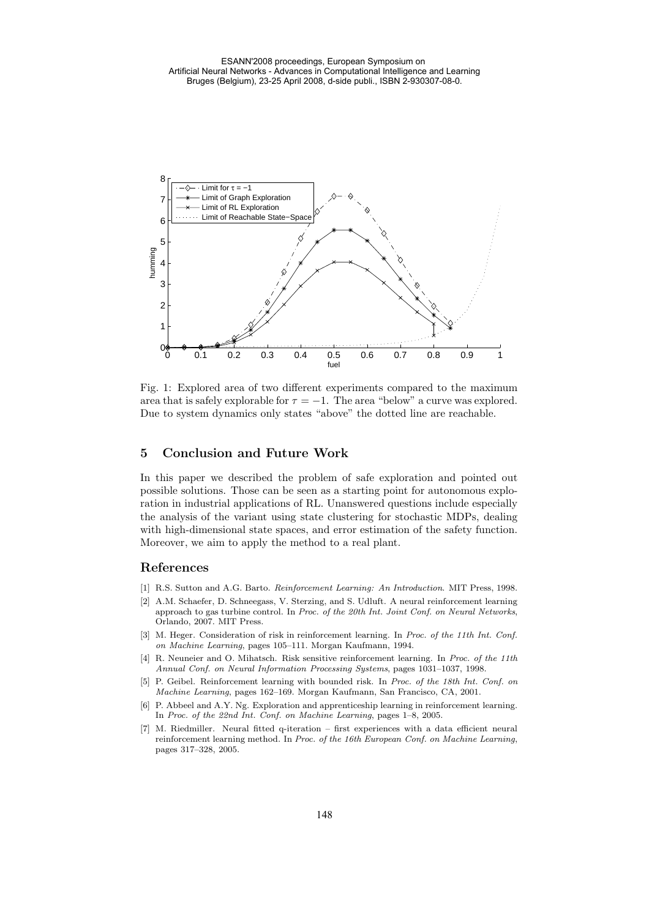8
7
6
5
4
3
2
1
0

0 0.1 0.2 0.3 0.4 0.5 0.6 0.7 0.8 0.9 1

humming

fuel

Limit for $\tau = -1$
Limit of Graph Exploration
Limit of RL Exploration
Limit of Reachable State−Space

Fig. 1: Explored area of two different experiments compared to the maximum area that is safely explorable for $\tau = -1$. The area "below" a curve was explored. Due to system dynamics only states "above" the dotted line are reachable.

## 5 Conclusion and Future Work

In this paper we described the problem of safe exploration and pointed out possible solutions. Those can be seen as a starting point for autonomous exploration in industrial applications of RL. Unanswered questions include especially the analysis of the variant using state clustering for stochastic MDPs, dealing with high-dimensional state spaces, and error estimation of the safety function. Moreover, we aim to apply the method to a real plant.

## References

[1] R.S. Sutton and A.G. Barto. *Reinforcement Learning: An Introduction*. MIT Press, 1998.

[2] A.M. Schaefer, D. Schneegass, V. Sterzing, and S. Udluft. A neural reinforcement learning approach to gas turbine control. In *Proc. of the 20th Int. Joint Conf. on Neural Networks*, Orlando, 2007. MIT Press.

[3] M. Heger. Consideration of risk in reinforcement learning. In *Proc. of the 11th Int. Conf. on Machine Learning*, pages 105–111. Morgan Kaufmann, 1994.

[4] R. Neuneier and O. Mihatsch. Risk sensitive reinforcement learning. In *Proc. of the 11th Annual Conf. on Neural Information Processing Systems*, pages 1031–1037, 1998.

[5] P. Geibel. Reinforcement learning with bounded risk. In *Proc. of the 18th Int. Conf. on Machine Learning*, pages 162–169. Morgan Kaufmann, San Francisco, CA, 2001.

[6] P. Abbeel and A.Y. Ng. Exploration and apprenticeship learning in reinforcement learning. In *Proc. of the 22nd Int. Conf. on Machine Learning*, pages 1–8, 2005.

[7] M. Riedmiller. Neural fitted q-iteration – first experiences with a data efficient neural reinforcement learning method. In *Proc. of the 16th European Conf. on Machine Learning*, pages 317–328, 2005.